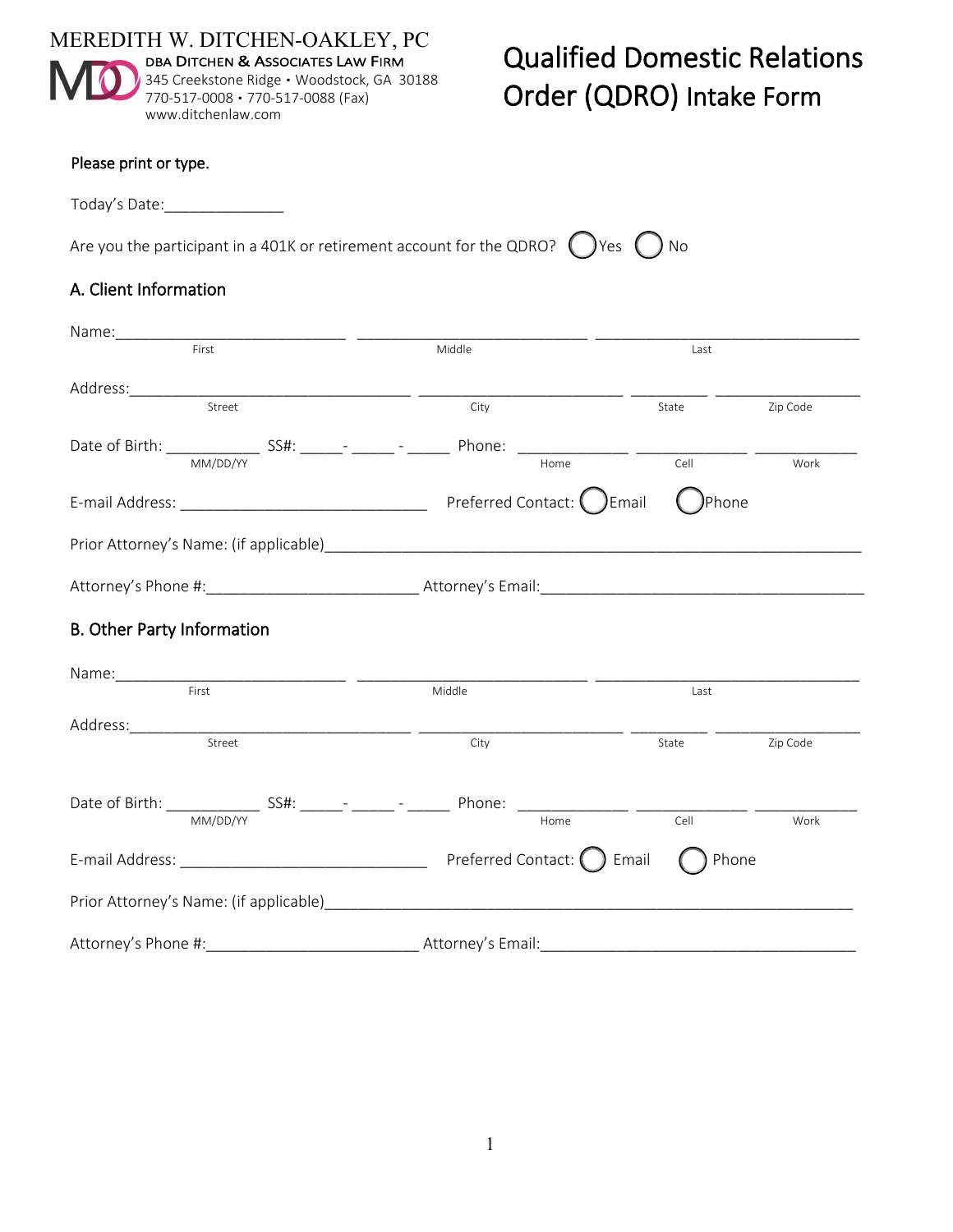MEREDITH W. DITCHEN-OAKLEY, PC

DBA DITCHEN & ASSOCIATES LAW FIRM
345 Creekstone Ridge • Woodstock, GA 30188
770-517-0008 • 770-517-0088 (Fax)
www.ditchenlaw.com

# Qualified Domestic Relations Order (QDRO) Intake Form

**Please print or type.**

Today's Date:______________

Are you the participant in a 401K or retirement account for the QDRO? ◯ Yes ◯ No

## A. Client Information

Name:____________________________ ____________________________ ________________________________
First Middle Last

Address:__________________________________ _________________________ _________ _________________
Street City State Zip Code

Date of Birth: ___________ SS#: _____- _____ - _____ Phone: _____________ _____________ ____________
MM/DD/YY Home Cell Work

E-mail Address: ______________________________ Preferred Contact: ◯ Email ◯ Phone

Prior Attorney's Name: (if applicable)_________________________________________________________________

Attorney's Phone #:_________________________ Attorney's Email:_____________________________________

## B. Other Party Information

Name:____________________________ ____________________________ ________________________________
First Middle Last

Address:__________________________________ _________________________ _________ _________________
Street City State Zip Code

Date of Birth: ___________ SS#: _____- _____ - _____ Phone: _____________ _____________ ____________
MM/DD/YY Home Cell Work

E-mail Address: ______________________________ Preferred Contact: ◯ Email ◯ Phone

Prior Attorney's Name: (if applicable)_________________________________________________________________

Attorney's Phone #:_________________________ Attorney's Email:_____________________________________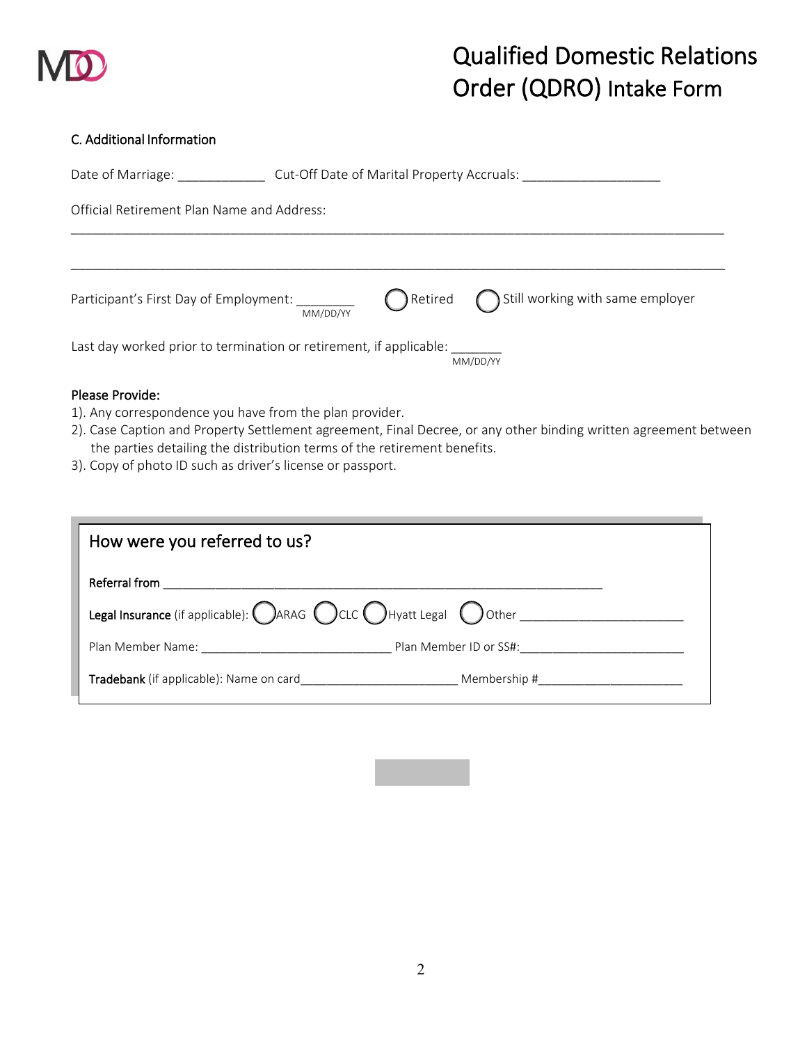# Qualified Domestic Relations Order (QDRO) Intake Form

## C. Additional Information

Date of Marriage: ____________ Cut-Off Date of Marital Property Accruals: ___________________

Official Retirement Plan Name and Address:

_______________________________________________________________________________________

_______________________________________________________________________________________

Participant's First Day of Employment: ________ (MM/DD/YY) ◯ Retired ◯ Still working with same employer

Last day worked prior to termination or retirement, if applicable: _______ (MM/DD/YY)

**Please Provide:**

1). Any correspondence you have from the plan provider.
2). Case Caption and Property Settlement agreement, Final Decree, or any other binding written agreement between the parties detailing the distribution terms of the retirement benefits.
3). Copy of photo ID such as driver's license or passport.

## How were you referred to us?

**Referral from** _________________________________________________________________

**Legal Insurance** (if applicable): ◯ ARAG ◯ CLC ◯ Hyatt Legal ◯ Other ________________________

Plan Member Name: ____________________________ Plan Member ID or SS#:_________________________

**Tradebank** (if applicable): Name on card_______________________ Membership #______________________